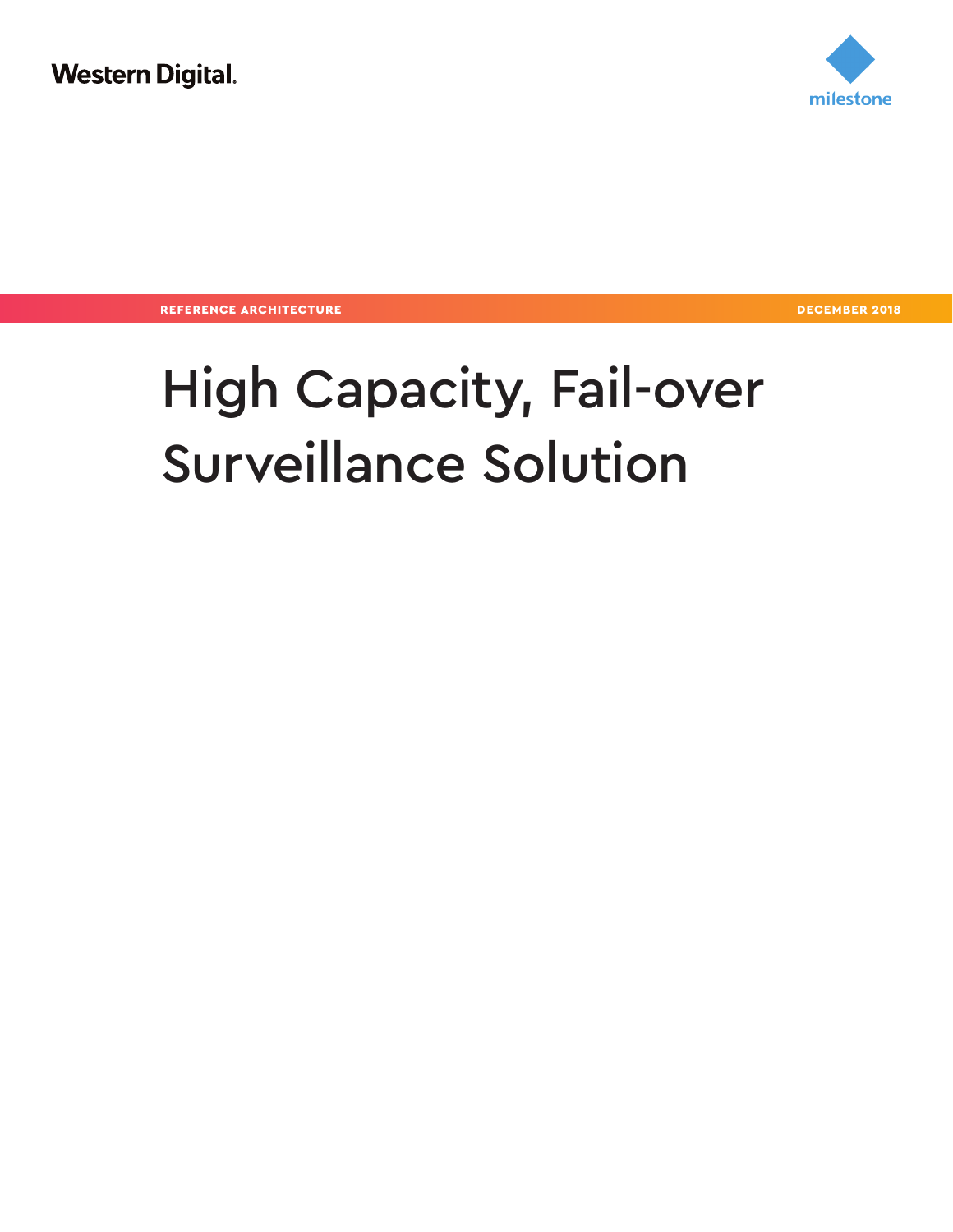Western Digital.

milestone

REFERENCE ARCHITECTURE

DECEMBER 2018

# High Capacity, Fail-over Surveillance Solution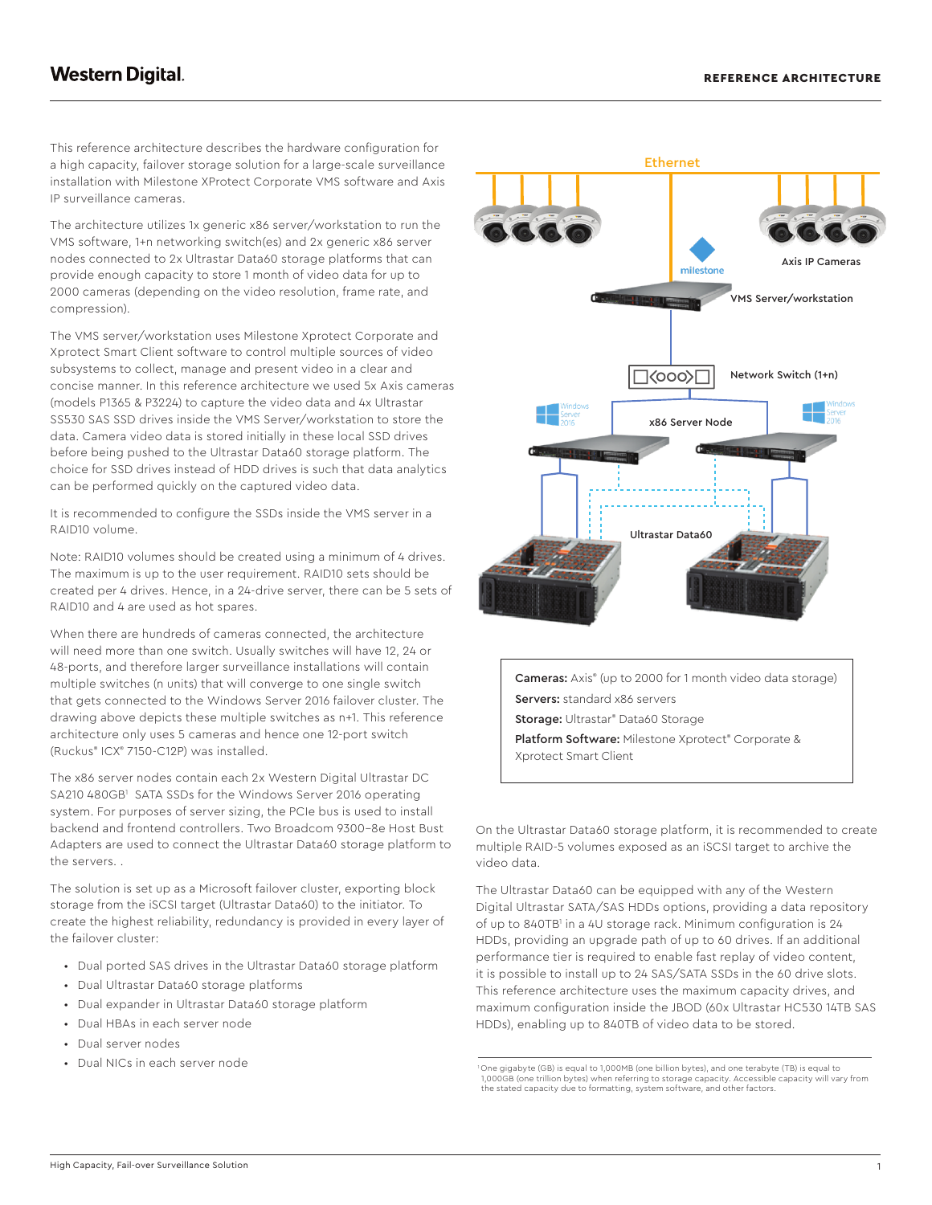This reference architecture describes the hardware configuration for a high capacity, failover storage solution for a large-scale surveillance installation with Milestone XProtect Corporate VMS software and Axis IP surveillance cameras.

The architecture utilizes 1x generic x86 server/workstation to run the VMS software, 1+n networking switch(es) and 2x generic x86 server nodes connected to 2x Ultrastar Data60 storage platforms that can provide enough capacity to store 1 month of video data for up to 2000 cameras (depending on the video resolution, frame rate, and compression).

The VMS server/workstation uses Milestone Xprotect Corporate and Xprotect Smart Client software to control multiple sources of video subsystems to collect, manage and present video in a clear and concise manner. In this reference architecture we used 5x Axis cameras (models P1365 & P3224) to capture the video data and 4x Ultrastar SS530 SAS SSD drives inside the VMS Server/workstation to store the data. Camera video data is stored initially in these local SSD drives before being pushed to the Ultrastar Data60 storage platform. The choice for SSD drives instead of HDD drives is such that data analytics can be performed quickly on the captured video data.

It is recommended to configure the SSDs inside the VMS server in a RAID10 volume.

Note: RAID10 volumes should be created using a minimum of 4 drives. The maximum is up to the user requirement. RAID10 sets should be created per 4 drives. Hence, in a 24-drive server, there can be 5 sets of RAID10 and 4 are used as hot spares.

When there are hundreds of cameras connected, the architecture will need more than one switch. Usually switches will have 12, 24 or 48-ports, and therefore larger surveillance installations will contain multiple switches (n units) that will converge to one single switch that gets connected to the Windows Server 2016 failover cluster. The drawing above depicts these multiple switches as n+1. This reference architecture only uses 5 cameras and hence one 12-port switch (Ruckus® ICX® 7150-C12P) was installed.

The x86 server nodes contain each 2x Western Digital Ultrastar DC SA210 480GB[1] SATA SSDs for the Windows Server 2016 operating system. For purposes of server sizing, the PCIe bus is used to install backend and frontend controllers. Two Broadcom 9300-8e Host Bust Adapters are used to connect the Ultrastar Data60 storage platform to the servers. .

The solution is set up as a Microsoft failover cluster, exporting block storage from the iSCSI target (Ultrastar Data60) to the initiator. To create the highest reliability, redundancy is provided in every layer of the failover cluster:

- Dual ported SAS drives in the Ultrastar Data60 storage platform
- Dual Ultrastar Data60 storage platforms
- Dual expander in Ultrastar Data60 storage platform
- Dual HBAs in each server node
- Dual server nodes
- Dual NICs in each server node

Ethernet

Axis IP Cameras

milestone

VMS Server/workstation

Network Switch (1+n)

Windows Server 2016

x86 Server Node

Windows Server 2016

Ultrastar Data60

**Cameras:** Axis® (up to 2000 for 1 month video data storage)

**Servers:** standard x86 servers

**Storage:** Ultrastar® Data60 Storage

**Platform Software:** Milestone Xprotect® Corporate & Xprotect Smart Client

On the Ultrastar Data60 storage platform, it is recommended to create multiple RAID-5 volumes exposed as an iSCSI target to archive the video data.

The Ultrastar Data60 can be equipped with any of the Western Digital Ultrastar SATA/SAS HDDs options, providing a data repository of up to 840TB[1] in a 4U storage rack. Minimum configuration is 24 HDDs, providing an upgrade path of up to 60 drives. If an additional performance tier is required to enable fast replay of video content, it is possible to install up to 24 SAS/SATA SSDs in the 60 drive slots. This reference architecture uses the maximum capacity drives, and maximum configuration inside the JBOD (60x Ultrastar HC530 14TB SAS HDDs), enabling up to 840TB of video data to be stored.

[1] One gigabyte (GB) is equal to 1,000MB (one billion bytes), and one terabyte (TB) is equal to 1,000GB (one trillion bytes) when referring to storage capacity. Accessible capacity will vary from the stated capacity due to formatting, system software, and other factors.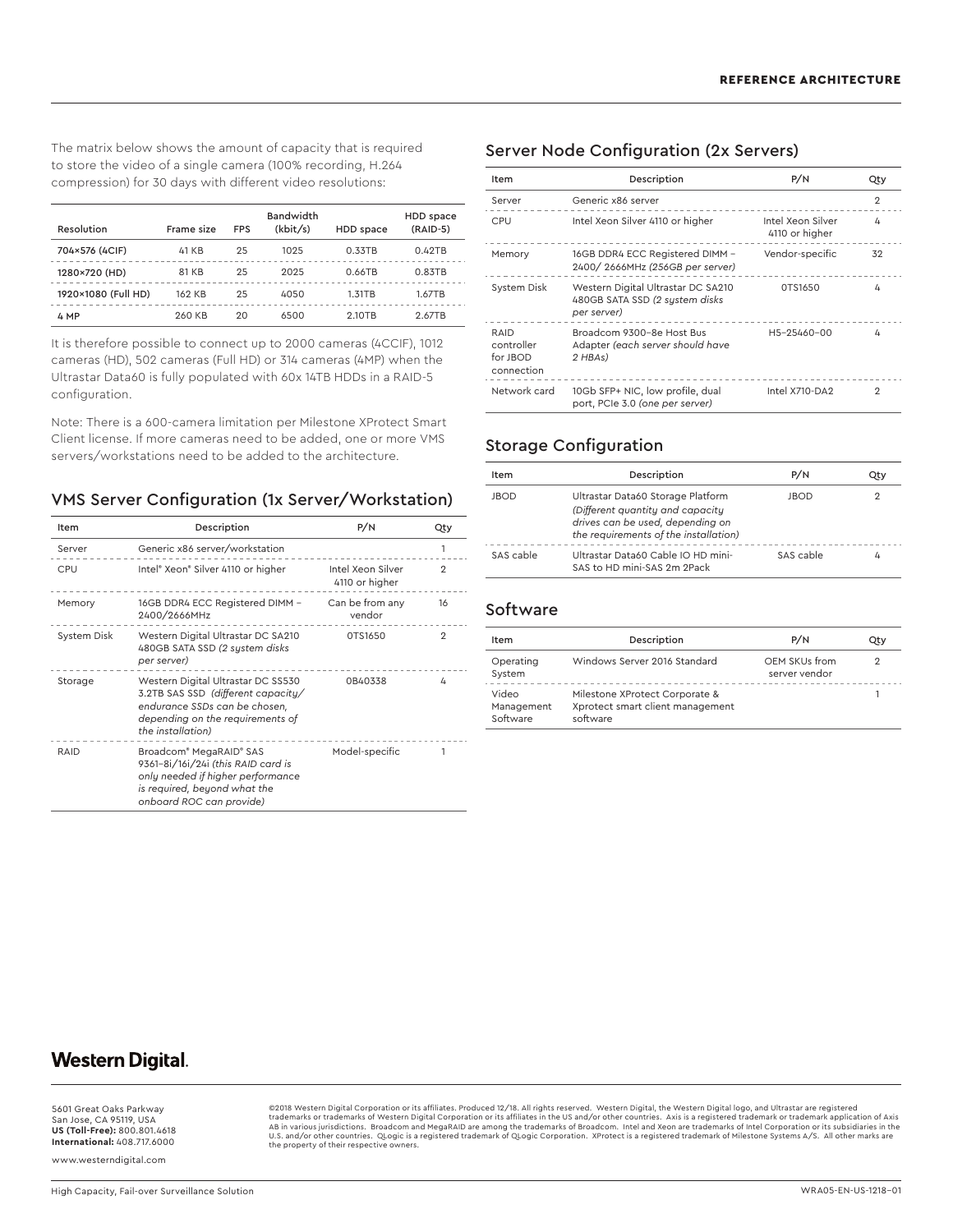The matrix below shows the amount of capacity that is required to store the video of a single camera (100% recording, H.264 compression) for 30 days with different video resolutions:

| Resolution | Frame size | FPS | Bandwidth (kbit/s) | HDD space | HDD space (RAID-5) |
|---|---|---|---|---|---|
| 704×576 (4CIF) | 41 KB | 25 | 1025 | 0.33TB | 0.42TB |
| 1280×720 (HD) | 81 KB | 25 | 2025 | 0.66TB | 0.83TB |
| 1920×1080 (Full HD) | 162 KB | 25 | 4050 | 1.31TB | 1.67TB |
| 4 MP | 260 KB | 20 | 6500 | 2.10TB | 2.67TB |

It is therefore possible to connect up to 2000 cameras (4CCIF), 1012 cameras (HD), 502 cameras (Full HD) or 314 cameras (4MP) when the Ultrastar Data60 is fully populated with 60x 14TB HDDs in a RAID-5 configuration.

Note: There is a 600-camera limitation per Milestone XProtect Smart Client license. If more cameras need to be added, one or more VMS servers/workstations need to be added to the architecture.

## VMS Server Configuration (1x Server/Workstation)

| Item | Description | P/N | Qty |
|---|---|---|---|
| Server | Generic x86 server/workstation | | 1 |
| CPU | Intel® Xeon® Silver 4110 or higher | Intel Xeon Silver 4110 or higher | 2 |
| Memory | 16GB DDR4 ECC Registered DIMM – 2400/2666MHz | Can be from any vendor | 16 |
| System Disk | Western Digital Ultrastar DC SA210 480GB SATA SSD *(2 system disks per server)* | 0TS1650 | 2 |
| Storage | Western Digital Ultrastar DC SS530 3.2TB SAS SSD *(different capacity/ endurance SSDs can be chosen, depending on the requirements of the installation)* | 0B40338 | 4 |
| RAID | Broadcom® MegaRAID® SAS 9361-8i/16i/24i *(this RAID card is only needed if higher performance is required, beyond what the onboard ROC can provide)* | Model-specific | 1 |

## Server Node Configuration (2x Servers)

| Item | Description | P/N | Qty |
|---|---|---|---|
| Server | Generic x86 server | | 2 |
| CPU | Intel Xeon Silver 4110 or higher | Intel Xeon Silver 4110 or higher | 4 |
| Memory | 16GB DDR4 ECC Registered DIMM – 2400/ 2666MHz *(256GB per server)* | Vendor-specific | 32 |
| System Disk | Western Digital Ultrastar DC SA210 480GB SATA SSD *(2 system disks per server)* | 0TS1650 | 4 |
| RAID controller for JBOD connection | Broadcom 9300-8e Host Bus Adapter *(each server should have 2 HBAs)* | H5-25460-00 | 4 |
| Network card | 10Gb SFP+ NIC, low profile, dual port, PCIe 3.0 *(one per server)* | Intel X710-DA2 | 2 |

## Storage Configuration

| Item | Description | P/N | Qty |
|---|---|---|---|
| JBOD | Ultrastar Data60 Storage Platform *(Different quantity and capacity drives can be used, depending on the requirements of the installation)* | JBOD | 2 |
| SAS cable | Ultrastar Data60 Cable IO HD mini-SAS to HD mini-SAS 2m 2Pack | SAS cable | 4 |

## Software

| Item | Description | P/N | Qty |
|---|---|---|---|
| Operating System | Windows Server 2016 Standard | OEM SKUs from server vendor | 2 |
| Video Management Software | Milestone XProtect Corporate & Xprotect smart client management software | | 1 |

**Western Digital.**

5601 Great Oaks Parkway
San Jose, CA 95119, USA
**US (Toll-Free):** 800.801.4618
**International:** 408.717.6000

www.westerndigital.com

©2018 Western Digital Corporation or its affiliates. Produced 12/18. All rights reserved. Western Digital, the Western Digital logo, and Ultrastar are registered trademarks or trademarks of Western Digital Corporation or its affiliates in the US and/or other countries. Axis is a registered trademark or trademark application of Axis AB in various jurisdictions. Broadcom and MegaRAID are among the trademarks of Broadcom. Intel and Xeon are trademarks of Intel Corporation or its subsidiaries in the U.S. and/or other countries. QLogic is a registered trademark of QLogic Corporation. XProtect is a registered trademark of Milestone Systems A/S. All other marks are the property of their respective owners.